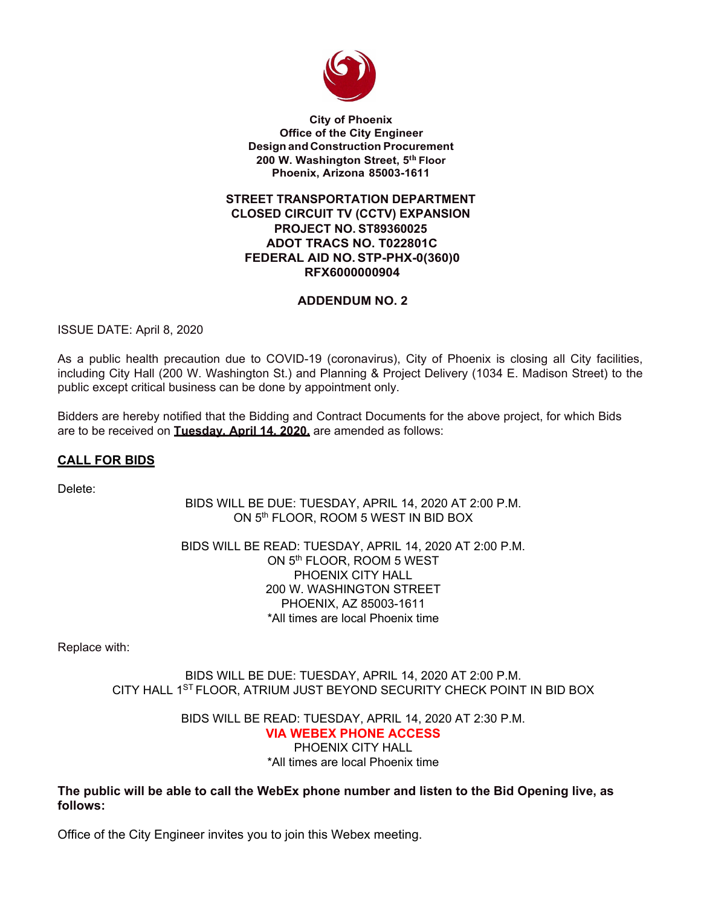**City of Phoenix**
**Office of the City Engineer**
**Design and Construction Procurement**
**200 W. Washington Street, 5th Floor**
**Phoenix, Arizona 85003-1611**

**STREET TRANSPORTATION DEPARTMENT**
**CLOSED CIRCUIT TV (CCTV) EXPANSION**
**PROJECT NO. ST89360025**
**ADOT TRACS NO. T022801C**
**FEDERAL AID NO. STP-PHX-0(360)0**
**RFX6000000904**

**ADDENDUM NO. 2**

ISSUE DATE: April 8, 2020

As a public health precaution due to COVID-19 (coronavirus), City of Phoenix is closing all City facilities, including City Hall (200 W. Washington St.) and Planning & Project Delivery (1034 E. Madison Street) to the public except critical business can be done by appointment only.

Bidders are hereby notified that the Bidding and Contract Documents for the above project, for which Bids are to be received on **Tuesday, April 14, 2020,** are amended as follows:

## CALL FOR BIDS

Delete:

BIDS WILL BE DUE: TUESDAY, APRIL 14, 2020 AT 2:00 P.M.
ON 5th FLOOR, ROOM 5 WEST IN BID BOX

BIDS WILL BE READ: TUESDAY, APRIL 14, 2020 AT 2:00 P.M.
ON 5th FLOOR, ROOM 5 WEST
PHOENIX CITY HALL
200 W. WASHINGTON STREET
PHOENIX, AZ 85003-1611
*All times are local Phoenix time

Replace with:

BIDS WILL BE DUE: TUESDAY, APRIL 14, 2020 AT 2:00 P.M.
CITY HALL 1ST FLOOR, ATRIUM JUST BEYOND SECURITY CHECK POINT IN BID BOX

BIDS WILL BE READ: TUESDAY, APRIL 14, 2020 AT 2:30 P.M.
**VIA WEBEX PHONE ACCESS**
PHOENIX CITY HALL
*All times are local Phoenix time

**The public will be able to call the WebEx phone number and listen to the Bid Opening live, as follows:**

Office of the City Engineer invites you to join this Webex meeting.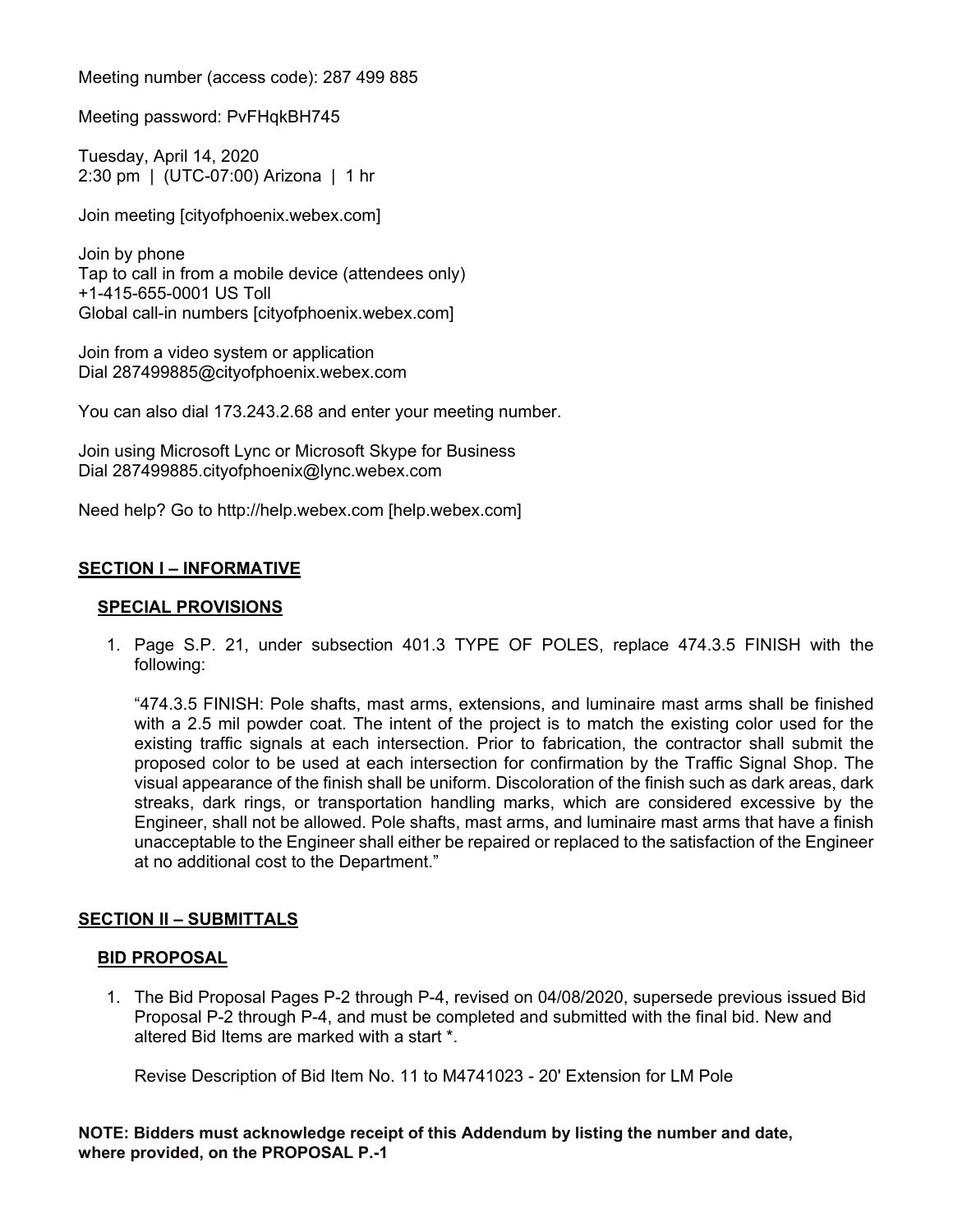Meeting number (access code): 287 499 885

Meeting password: PvFHqkBH745

Tuesday, April 14, 2020
2:30 pm | (UTC-07:00) Arizona | 1 hr

Join meeting [cityofphoenix.webex.com]

Join by phone
Tap to call in from a mobile device (attendees only)
+1-415-655-0001 US Toll
Global call-in numbers [cityofphoenix.webex.com]

Join from a video system or application
Dial 287499885@cityofphoenix.webex.com

You can also dial 173.243.2.68 and enter your meeting number.

Join using Microsoft Lync or Microsoft Skype for Business
Dial 287499885.cityofphoenix@lync.webex.com

Need help? Go to http://help.webex.com [help.webex.com]

## SECTION I – INFORMATIVE

### SPECIAL PROVISIONS

1. Page S.P. 21, under subsection 401.3 TYPE OF POLES, replace 474.3.5 FINISH with the following:

   "474.3.5 FINISH: Pole shafts, mast arms, extensions, and luminaire mast arms shall be finished with a 2.5 mil powder coat. The intent of the project is to match the existing color used for the existing traffic signals at each intersection. Prior to fabrication, the contractor shall submit the proposed color to be used at each intersection for confirmation by the Traffic Signal Shop. The visual appearance of the finish shall be uniform. Discoloration of the finish such as dark areas, dark streaks, dark rings, or transportation handling marks, which are considered excessive by the Engineer, shall not be allowed. Pole shafts, mast arms, and luminaire mast arms that have a finish unacceptable to the Engineer shall either be repaired or replaced to the satisfaction of the Engineer at no additional cost to the Department."

## SECTION II – SUBMITTALS

### BID PROPOSAL

1. The Bid Proposal Pages P-2 through P-4, revised on 04/08/2020, supersede previous issued Bid Proposal P-2 through P-4, and must be completed and submitted with the final bid. New and altered Bid Items are marked with a start *.

   Revise Description of Bid Item No. 11 to M4741023 - 20' Extension for LM Pole

**NOTE: Bidders must acknowledge receipt of this Addendum by listing the number and date, where provided, on the PROPOSAL P.-1**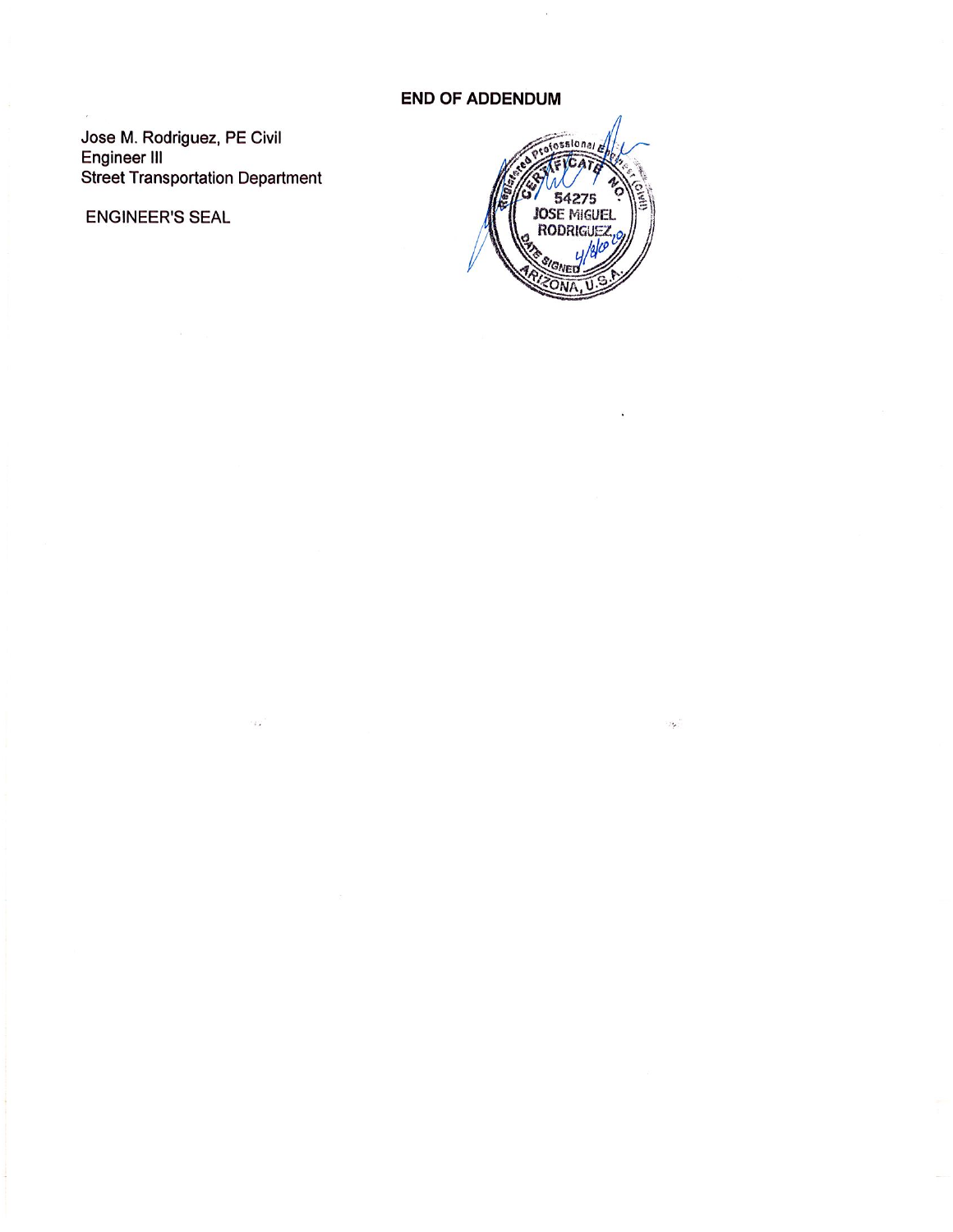**END OF ADDENDUM**

Jose M. Rodriguez, PE Civil
Engineer III
Street Transportation Department

ENGINEER'S SEAL

Registered Professional Engineer (Civil)
CERTIFICATE NO.
54275
JOSE MIGUEL
RODRIGUEZ
DATE SIGNED 4/8/09
ARIZONA, U.S.A.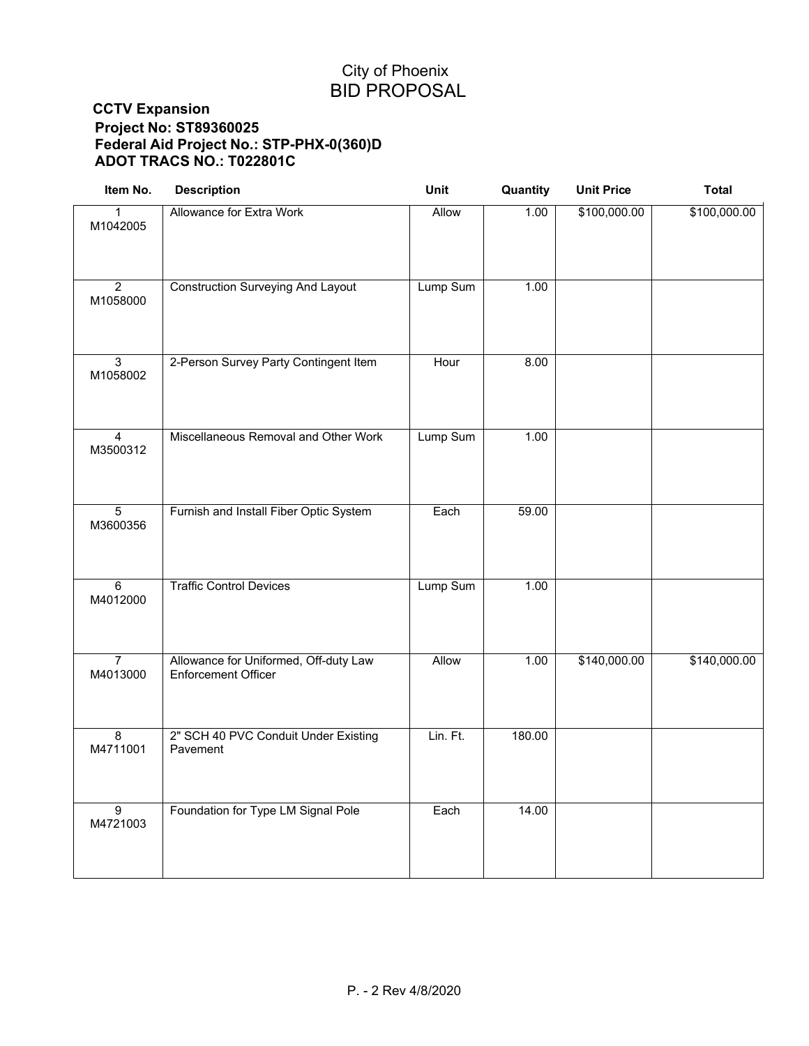# City of Phoenix
# BID PROPOSAL

**CCTV Expansion**
**Project No: ST89360025**
**Federal Aid Project No.: STP-PHX-0(360)D**
**ADOT TRACS NO.: T022801C**

| Item No. | Description | Unit | Quantity | Unit Price | Total |
|---|---|---|---|---|---|
| 1<br>M1042005 | Allowance for Extra Work | Allow | 1.00 | $100,000.00 | $100,000.00 |
| 2<br>M1058000 | Construction Surveying And Layout | Lump Sum | 1.00 | | |
| 3<br>M1058002 | 2-Person Survey Party Contingent Item | Hour | 8.00 | | |
| 4<br>M3500312 | Miscellaneous Removal and Other Work | Lump Sum | 1.00 | | |
| 5<br>M3600356 | Furnish and Install Fiber Optic System | Each | 59.00 | | |
| 6<br>M4012000 | Traffic Control Devices | Lump Sum | 1.00 | | |
| 7<br>M4013000 | Allowance for Uniformed, Off-duty Law Enforcement Officer | Allow | 1.00 | $140,000.00 | $140,000.00 |
| 8<br>M4711001 | 2" SCH 40 PVC Conduit Under Existing Pavement | Lin. Ft. | 180.00 | | |
| 9<br>M4721003 | Foundation for Type LM Signal Pole | Each | 14.00 | | |

P. - 2 Rev 4/8/2020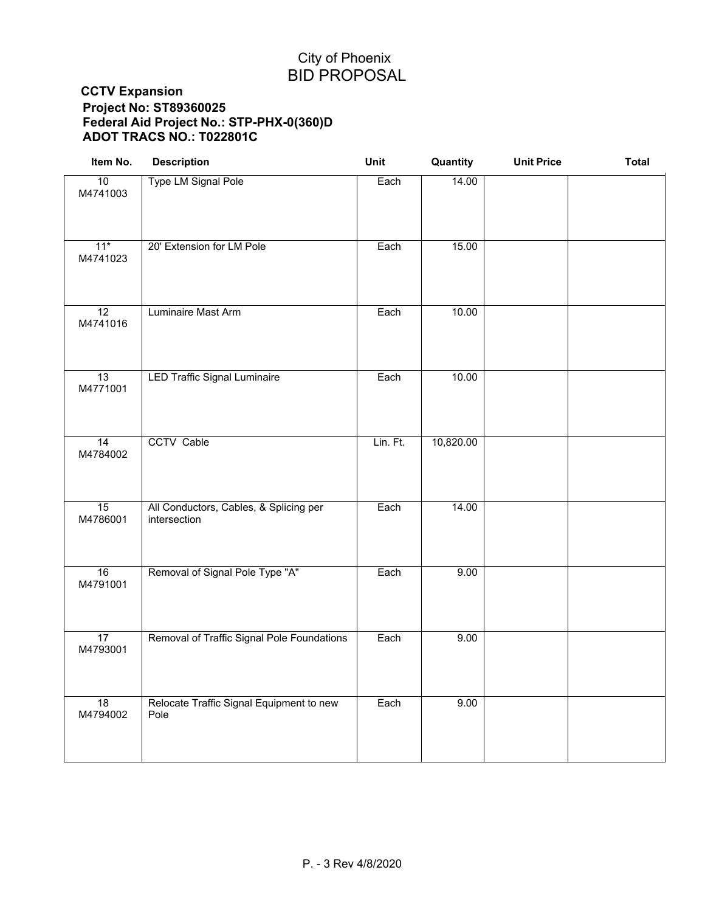# City of Phoenix
## BID PROPOSAL

**CCTV Expansion**
**Project No: ST89360025**
**Federal Aid Project No.: STP-PHX-0(360)D**
**ADOT TRACS NO.: T022801C**

| Item No. | Description | Unit | Quantity | Unit Price | Total |
|---|---|---|---|---|---|
| 10<br>M4741003 | Type LM Signal Pole | Each | 14.00 | | |
| 11*<br>M4741023 | 20' Extension for LM Pole | Each | 15.00 | | |
| 12<br>M4741016 | Luminaire Mast Arm | Each | 10.00 | | |
| 13<br>M4771001 | LED Traffic Signal Luminaire | Each | 10.00 | | |
| 14<br>M4784002 | CCTV Cable | Lin. Ft. | 10,820.00 | | |
| 15<br>M4786001 | All Conductors, Cables, & Splicing per intersection | Each | 14.00 | | |
| 16<br>M4791001 | Removal of Signal Pole Type "A" | Each | 9.00 | | |
| 17<br>M4793001 | Removal of Traffic Signal Pole Foundations | Each | 9.00 | | |
| 18<br>M4794002 | Relocate Traffic Signal Equipment to new Pole | Each | 9.00 | | |

P. - 3 Rev 4/8/2020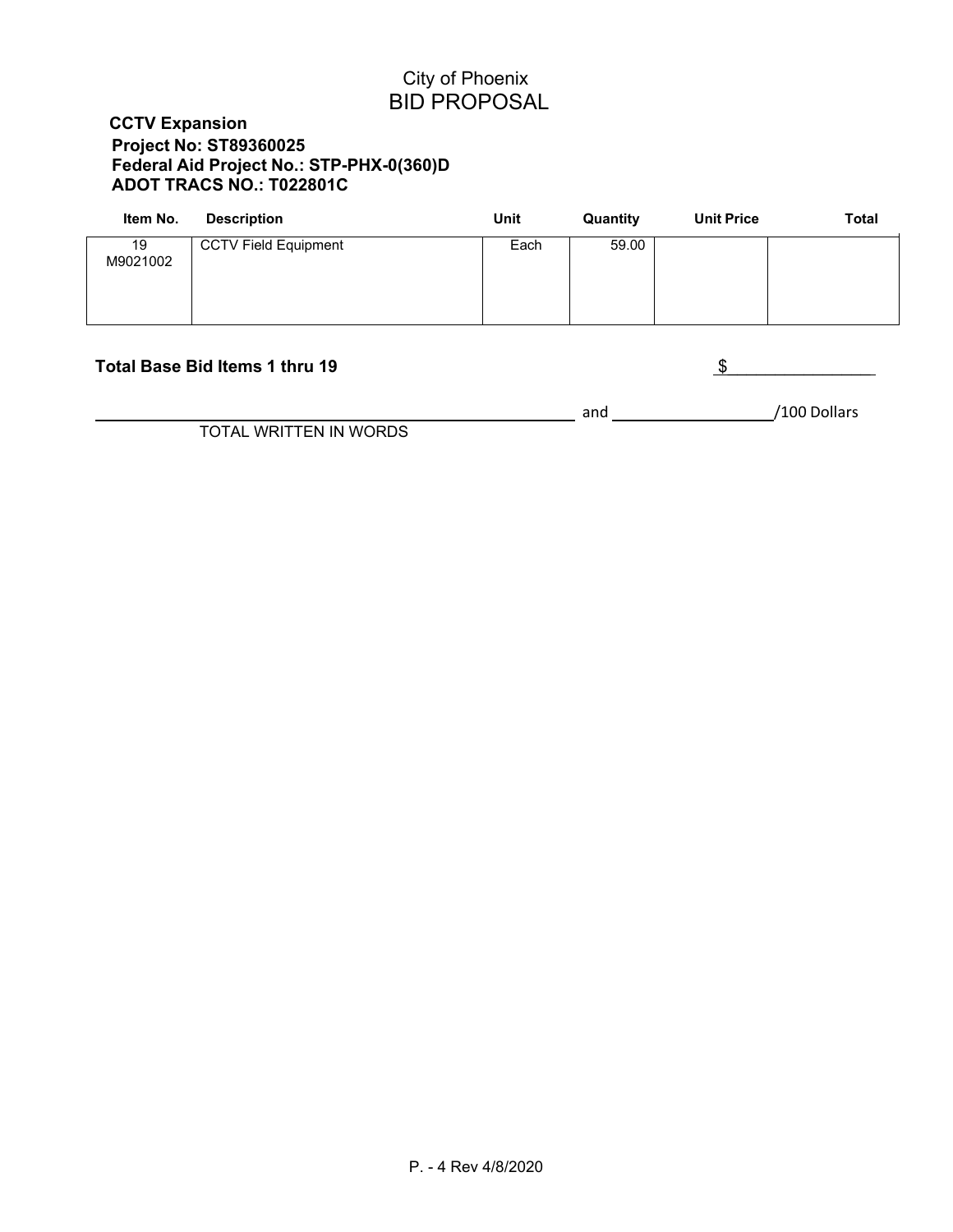# City of Phoenix
## BID PROPOSAL

**CCTV Expansion**
**Project No: ST89360025**
**Federal Aid Project No.: STP-PHX-0(360)D**
**ADOT TRACS NO.: T022801C**

| Item No. | Description | Unit | Quantity | Unit Price | Total |
|---|---|---|---|---|---|
| 19 M9021002 | CCTV Field Equipment | Each | 59.00 | | |

**Total Base Bid Items 1 thru 19** $_________________

_____________________________________________ and ____________________/100 Dollars
TOTAL WRITTEN IN WORDS